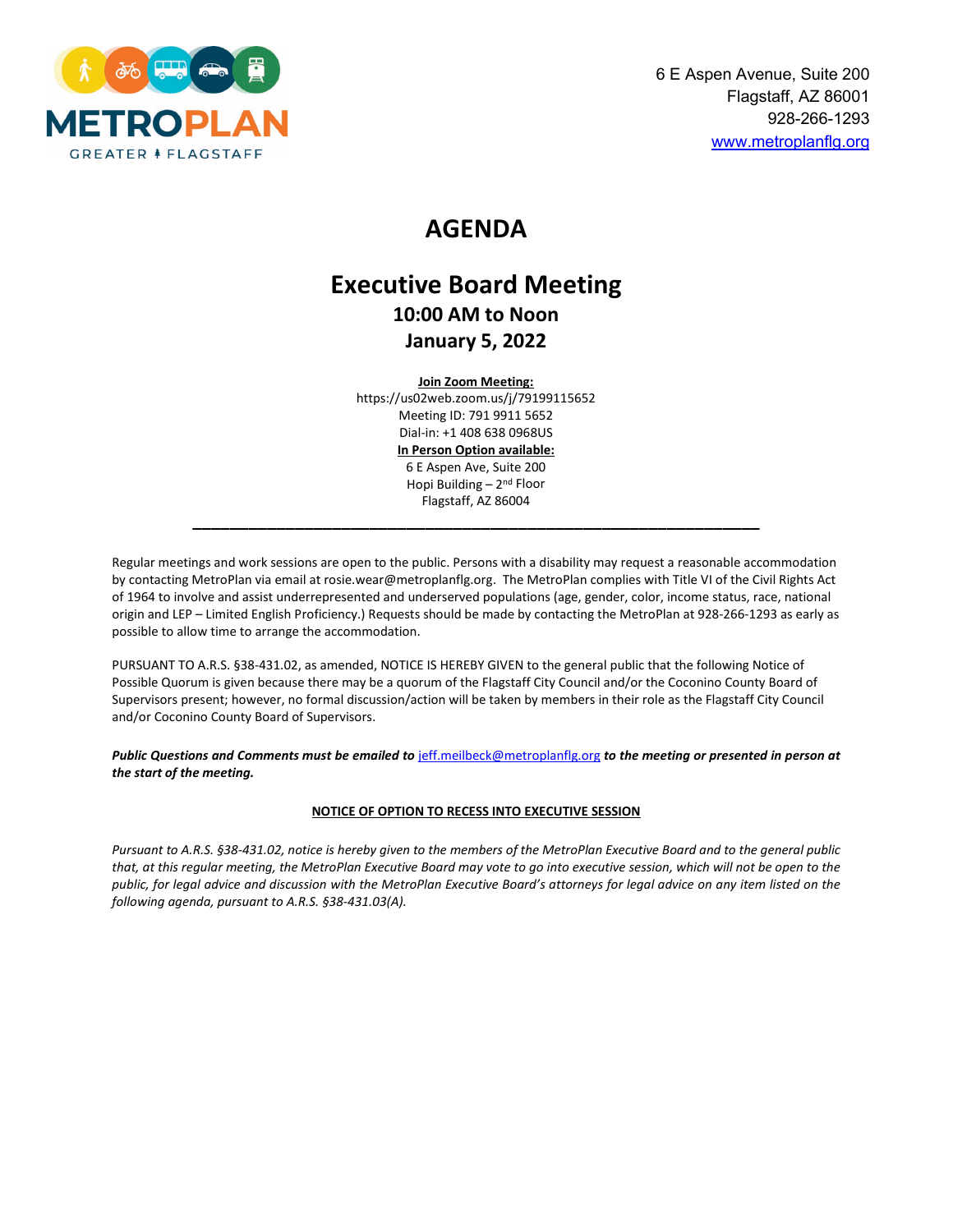METROPLAN
GREATER FLAGSTAFF

6 E Aspen Avenue, Suite 200
Flagstaff, AZ 86001
928-266-1293
[www.metroplanflg.org](http://www.metroplanflg.org)

# AGENDA

## Executive Board Meeting

### 10:00 AM to Noon

### January 5, 2022

**Join Zoom Meeting:**
https://us02web.zoom.us/j/79199115652
Meeting ID: 791 9911 5652
Dial-in: +1 408 638 0968US

**In Person Option available:**
6 E Aspen Ave, Suite 200
Hopi Building – 2nd Floor
Flagstaff, AZ 86004

---

Regular meetings and work sessions are open to the public. Persons with a disability may request a reasonable accommodation by contacting MetroPlan via email at rosie.wear@metroplanflg.org. The MetroPlan complies with Title VI of the Civil Rights Act of 1964 to involve and assist underrepresented and underserved populations (age, gender, color, income status, race, national origin and LEP – Limited English Proficiency.) Requests should be made by contacting the MetroPlan at 928-266-1293 as early as possible to allow time to arrange the accommodation.

PURSUANT TO A.R.S. §38-431.02, as amended, NOTICE IS HEREBY GIVEN to the general public that the following Notice of Possible Quorum is given because there may be a quorum of the Flagstaff City Council and/or the Coconino County Board of Supervisors present; however, no formal discussion/action will be taken by members in their role as the Flagstaff City Council and/or Coconino County Board of Supervisors.

***Public Questions and Comments must be emailed to [jeff.meilbeck@metroplanflg.org](mailto:jeff.meilbeck@metroplanflg.org) to the meeting or presented in person at the start of the meeting.***

**NOTICE OF OPTION TO RECESS INTO EXECUTIVE SESSION**

*Pursuant to A.R.S. §38-431.02, notice is hereby given to the members of the MetroPlan Executive Board and to the general public that, at this regular meeting, the MetroPlan Executive Board may vote to go into executive session, which will not be open to the public, for legal advice and discussion with the MetroPlan Executive Board's attorneys for legal advice on any item listed on the following agenda, pursuant to A.R.S. §38-431.03(A).*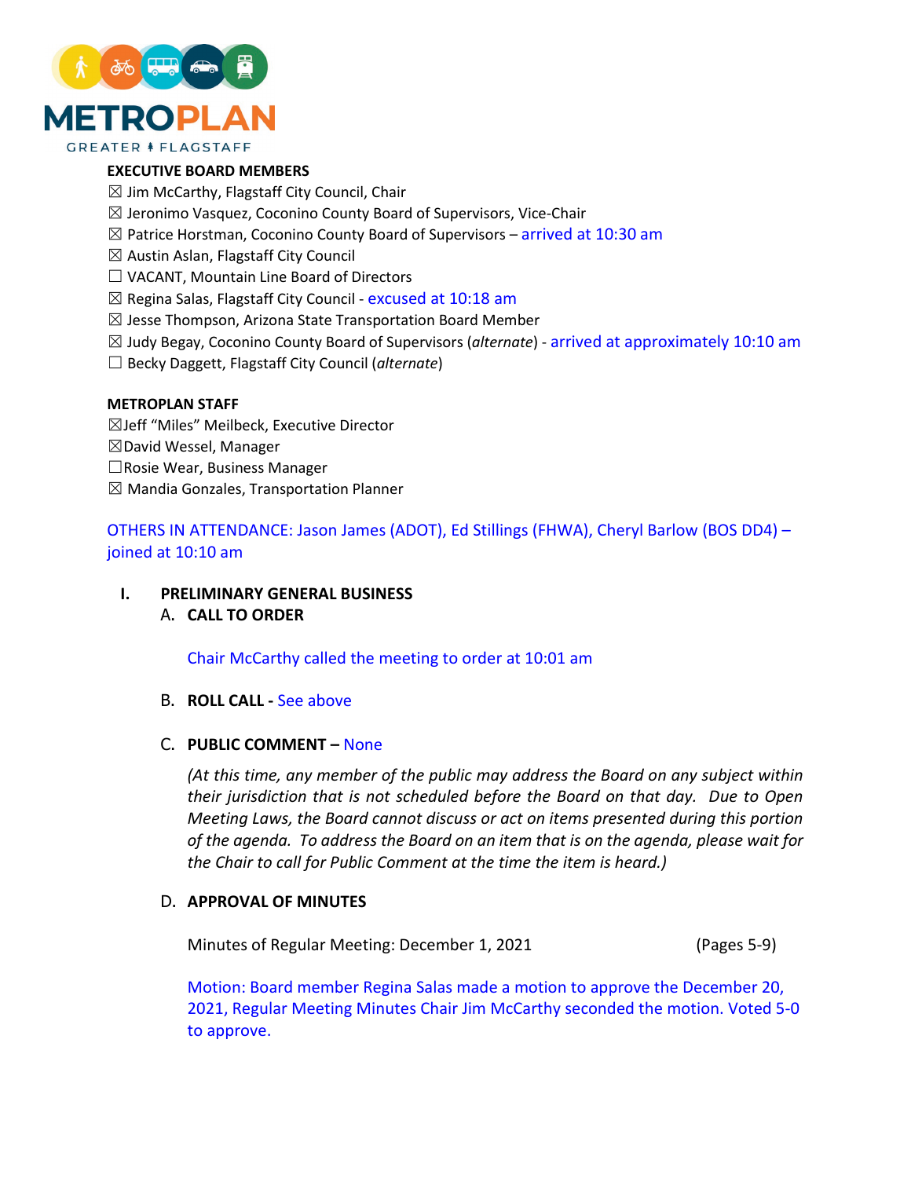**EXECUTIVE BOARD MEMBERS**

☒ Jim McCarthy, Flagstaff City Council, Chair
☒ Jeronimo Vasquez, Coconino County Board of Supervisors, Vice-Chair
☒ Patrice Horstman, Coconino County Board of Supervisors – arrived at 10:30 am
☒ Austin Aslan, Flagstaff City Council
☐ VACANT, Mountain Line Board of Directors
☒ Regina Salas, Flagstaff City Council - excused at 10:18 am
☒ Jesse Thompson, Arizona State Transportation Board Member
☒ Judy Begay, Coconino County Board of Supervisors (*alternate*) - arrived at approximately 10:10 am
☐ Becky Daggett, Flagstaff City Council (*alternate*)

**METROPLAN STAFF**

☒Jeff "Miles" Meilbeck, Executive Director
☒David Wessel, Manager
☐Rosie Wear, Business Manager
☒ Mandia Gonzales, Transportation Planner

OTHERS IN ATTENDANCE: Jason James (ADOT), Ed Stillings (FHWA), Cheryl Barlow (BOS DD4) – joined at 10:10 am

## I. PRELIMINARY GENERAL BUSINESS

### A. CALL TO ORDER

Chair McCarthy called the meeting to order at 10:01 am

### B. ROLL CALL - See above

### C. PUBLIC COMMENT – None

*(At this time, any member of the public may address the Board on any subject within their jurisdiction that is not scheduled before the Board on that day. Due to Open Meeting Laws, the Board cannot discuss or act on items presented during this portion of the agenda. To address the Board on an item that is on the agenda, please wait for the Chair to call for Public Comment at the time the item is heard.)*

### D. APPROVAL OF MINUTES

Minutes of Regular Meeting: December 1, 2021 (Pages 5-9)

Motion: Board member Regina Salas made a motion to approve the December 20, 2021, Regular Meeting Minutes Chair Jim McCarthy seconded the motion. Voted 5-0 to approve.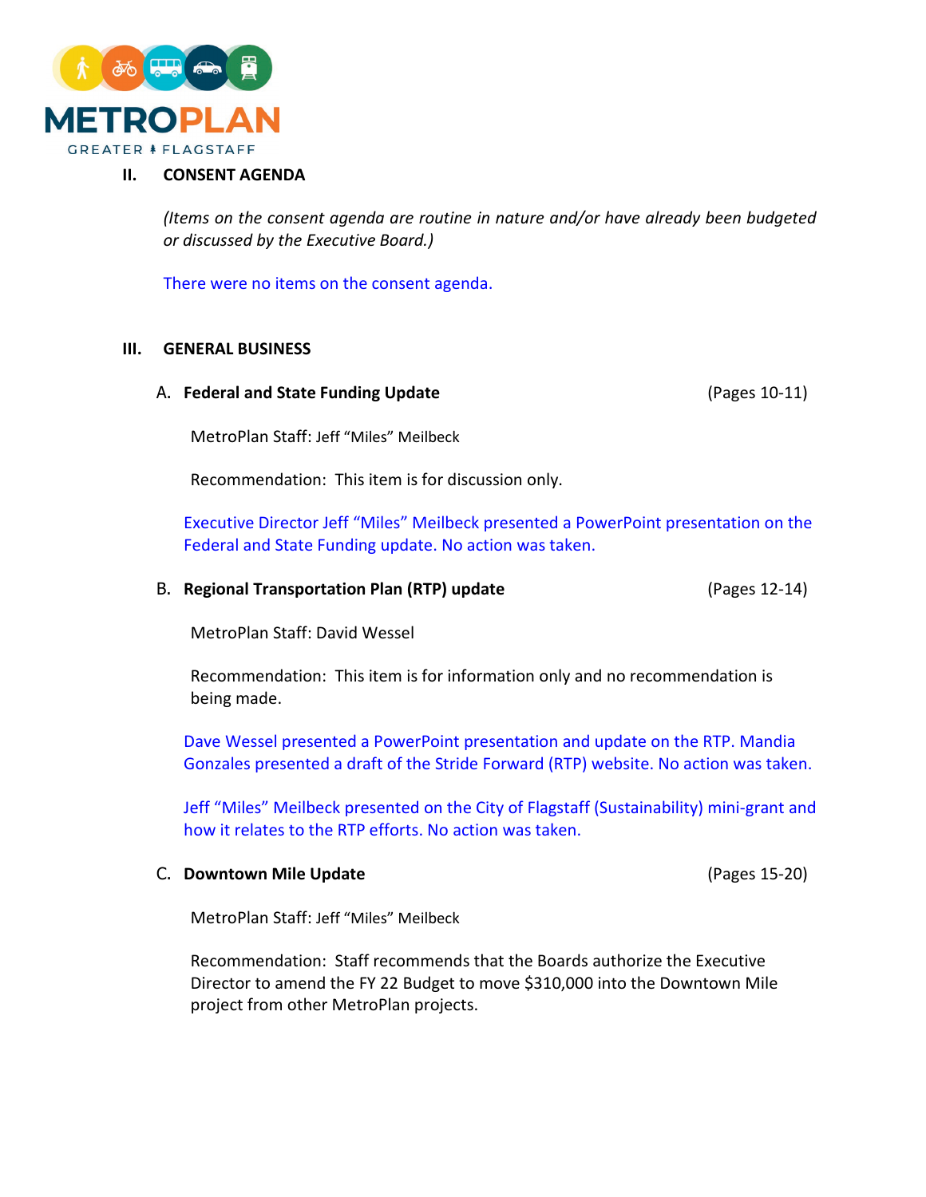## II. CONSENT AGENDA

*(Items on the consent agenda are routine in nature and/or have already been budgeted or discussed by the Executive Board.)*

There were no items on the consent agenda.

## III. GENERAL BUSINESS

### A. Federal and State Funding Update (Pages 10-11)

MetroPlan Staff: Jeff "Miles" Meilbeck

Recommendation: This item is for discussion only.

Executive Director Jeff "Miles" Meilbeck presented a PowerPoint presentation on the Federal and State Funding update. No action was taken.

### B. Regional Transportation Plan (RTP) update (Pages 12-14)

MetroPlan Staff: David Wessel

Recommendation: This item is for information only and no recommendation is being made.

Dave Wessel presented a PowerPoint presentation and update on the RTP. Mandia Gonzales presented a draft of the Stride Forward (RTP) website. No action was taken.

Jeff "Miles" Meilbeck presented on the City of Flagstaff (Sustainability) mini-grant and how it relates to the RTP efforts. No action was taken.

### C. Downtown Mile Update (Pages 15-20)

MetroPlan Staff: Jeff "Miles" Meilbeck

Recommendation: Staff recommends that the Boards authorize the Executive Director to amend the FY 22 Budget to move $310,000 into the Downtown Mile project from other MetroPlan projects.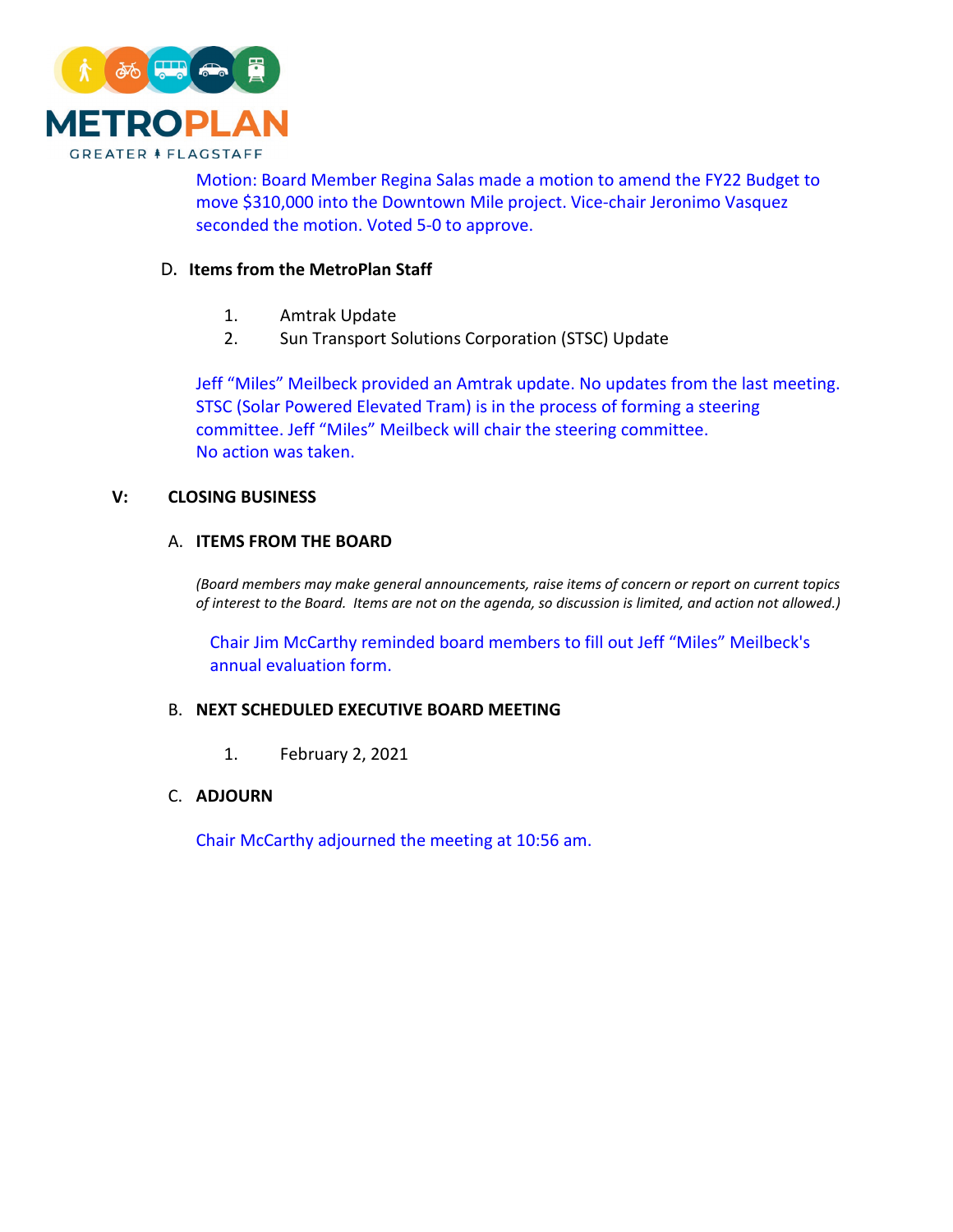Motion: Board Member Regina Salas made a motion to amend the FY22 Budget to move $310,000 into the Downtown Mile project. Vice-chair Jeronimo Vasquez seconded the motion. Voted 5-0 to approve.

D. **Items from the MetroPlan Staff**

1. Amtrak Update
2. Sun Transport Solutions Corporation (STSC) Update

Jeff "Miles" Meilbeck provided an Amtrak update. No updates from the last meeting. STSC (Solar Powered Elevated Tram) is in the process of forming a steering committee. Jeff "Miles" Meilbeck will chair the steering committee.
No action was taken.

## V: CLOSING BUSINESS

A. **ITEMS FROM THE BOARD**

*(Board members may make general announcements, raise items of concern or report on current topics of interest to the Board. Items are not on the agenda, so discussion is limited, and action not allowed.)*

Chair Jim McCarthy reminded board members to fill out Jeff "Miles" Meilbeck's annual evaluation form.

B. **NEXT SCHEDULED EXECUTIVE BOARD MEETING**

1. February 2, 2021

C. **ADJOURN**

Chair McCarthy adjourned the meeting at 10:56 am.